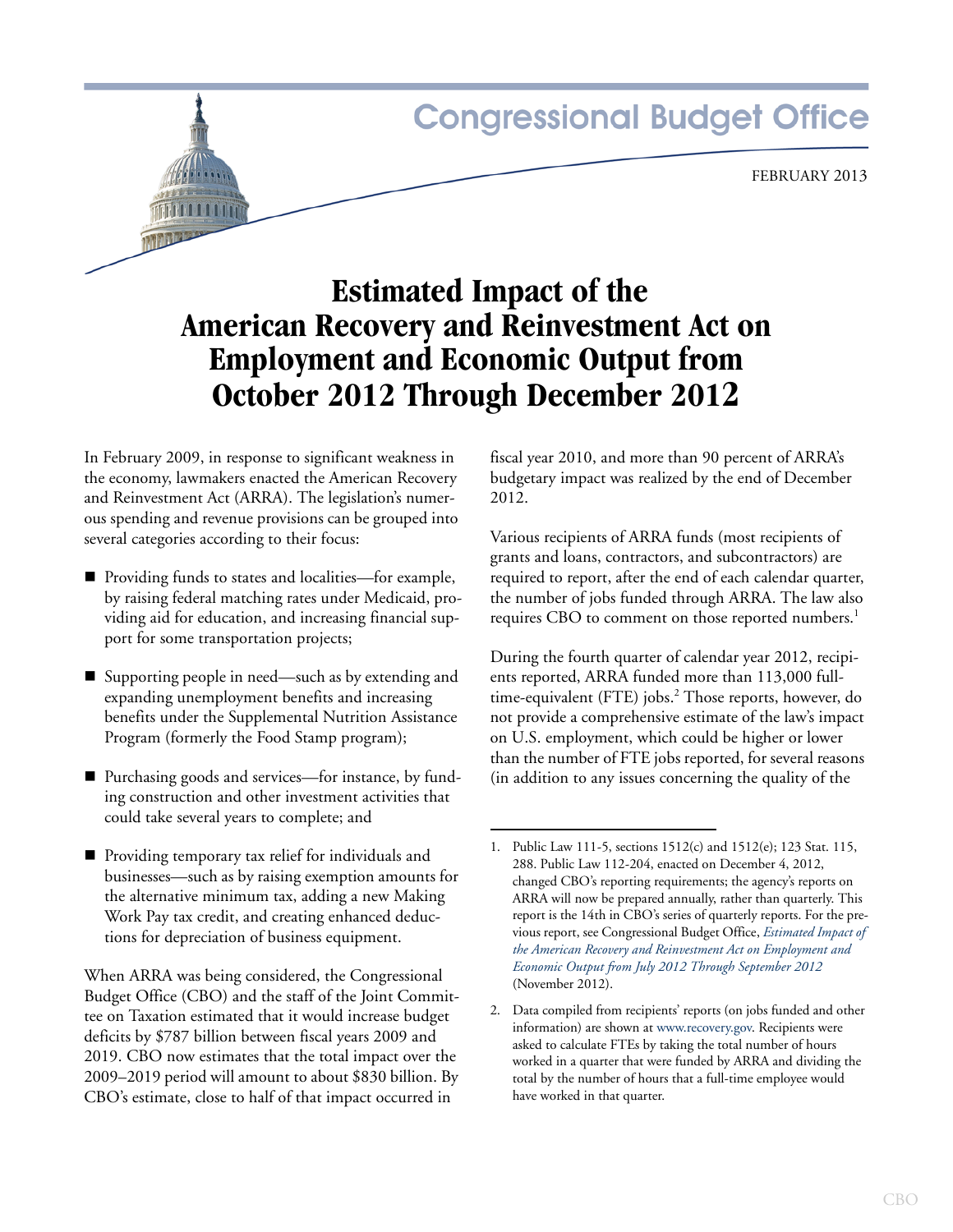# Congressional Budget Office

FEBRUARY 2013

# Estimated Impact of the American Recovery and Reinvestment Act on Employment and Economic Output from October 2012 Through December 2012

In February 2009, in response to significant weakness in the economy, lawmakers enacted the American Recovery and Reinvestment Act (ARRA). The legislation's numerous spending and revenue provisions can be grouped into several categories according to their focus:

- Providing funds to states and localities—for example, by raising federal matching rates under Medicaid, providing aid for education, and increasing financial support for some transportation projects;
- Supporting people in need—such as by extending and expanding unemployment benefits and increasing benefits under the Supplemental Nutrition Assistance Program (formerly the Food Stamp program);
- Purchasing goods and services—for instance, by funding construction and other investment activities that could take several years to complete; and
- Providing temporary tax relief for individuals and businesses—such as by raising exemption amounts for the alternative minimum tax, adding a new Making Work Pay tax credit, and creating enhanced deductions for depreciation of business equipment.

When ARRA was being considered, the Congressional Budget Office (CBO) and the staff of the Joint Committee on Taxation estimated that it would increase budget deficits by $787 billion between fiscal years 2009 and 2019. CBO now estimates that the total impact over the 2009–2019 period will amount to about $830 billion. By CBO's estimate, close to half of that impact occurred in fiscal year 2010, and more than 90 percent of ARRA's budgetary impact was realized by the end of December 2012.

Various recipients of ARRA funds (most recipients of grants and loans, contractors, and subcontractors) are required to report, after the end of each calendar quarter, the number of jobs funded through ARRA. The law also requires CBO to comment on those reported numbers.[1]

During the fourth quarter of calendar year 2012, recipients reported, ARRA funded more than 113,000 full-time-equivalent (FTE) jobs.[2] Those reports, however, do not provide a comprehensive estimate of the law's impact on U.S. employment, which could be higher or lower than the number of FTE jobs reported, for several reasons (in addition to any issues concerning the quality of the

---

1. Public Law 111-5, sections 1512(c) and 1512(e); 123 Stat. 115, 288. Public Law 112-204, enacted on December 4, 2012, changed CBO's reporting requirements; the agency's reports on ARRA will now be prepared annually, rather than quarterly. This report is the 14th in CBO's series of quarterly reports. For the previous report, see Congressional Budget Office, *Estimated Impact of the American Recovery and Reinvestment Act on Employment and Economic Output from July 2012 Through September 2012* (November 2012).

2. Data compiled from recipients' reports (on jobs funded and other information) are shown at www.recovery.gov. Recipients were asked to calculate FTEs by taking the total number of hours worked in a quarter that were funded by ARRA and dividing the total by the number of hours that a full-time employee would have worked in that quarter.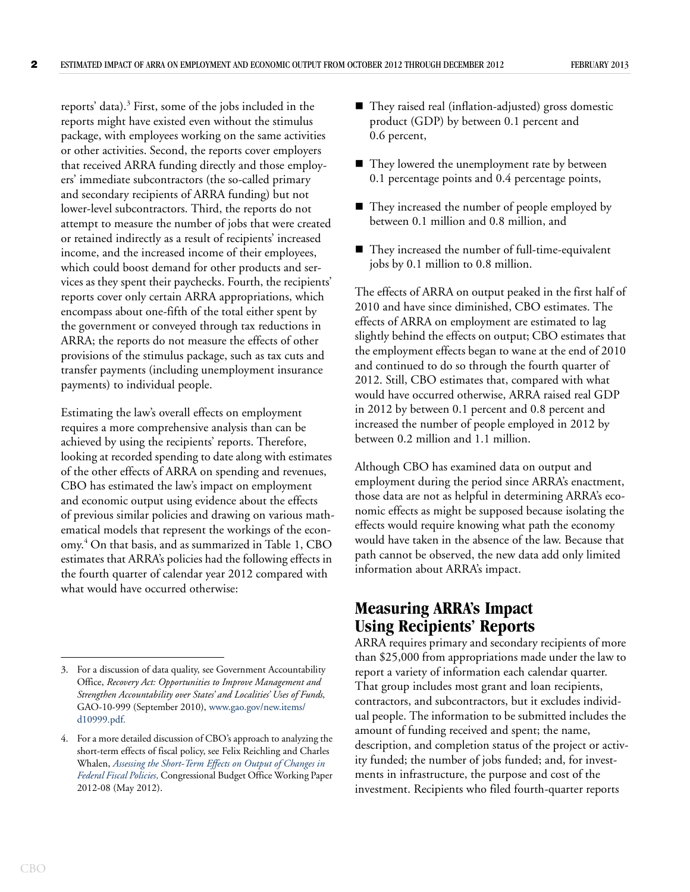reports' data).[3] First, some of the jobs included in the reports might have existed even without the stimulus package, with employees working on the same activities or other activities. Second, the reports cover employers that received ARRA funding directly and those employers' immediate subcontractors (the so-called primary and secondary recipients of ARRA funding) but not lower-level subcontractors. Third, the reports do not attempt to measure the number of jobs that were created or retained indirectly as a result of recipients' increased income, and the increased income of their employees, which could boost demand for other products and services as they spent their paychecks. Fourth, the recipients' reports cover only certain ARRA appropriations, which encompass about one-fifth of the total either spent by the government or conveyed through tax reductions in ARRA; the reports do not measure the effects of other provisions of the stimulus package, such as tax cuts and transfer payments (including unemployment insurance payments) to individual people.

Estimating the law's overall effects on employment requires a more comprehensive analysis than can be achieved by using the recipients' reports. Therefore, looking at recorded spending to date along with estimates of the other effects of ARRA on spending and revenues, CBO has estimated the law's impact on employment and economic output using evidence about the effects of previous similar policies and drawing on various mathematical models that represent the workings of the economy.[4] On that basis, and as summarized in Table 1, CBO estimates that ARRA's policies had the following effects in the fourth quarter of calendar year 2012 compared with what would have occurred otherwise:

- They raised real (inflation-adjusted) gross domestic product (GDP) by between 0.1 percent and 0.6 percent,
- They lowered the unemployment rate by between 0.1 percentage points and 0.4 percentage points,
- They increased the number of people employed by between 0.1 million and 0.8 million, and
- They increased the number of full-time-equivalent jobs by 0.1 million to 0.8 million.

The effects of ARRA on output peaked in the first half of 2010 and have since diminished, CBO estimates. The effects of ARRA on employment are estimated to lag slightly behind the effects on output; CBO estimates that the employment effects began to wane at the end of 2010 and continued to do so through the fourth quarter of 2012. Still, CBO estimates that, compared with what would have occurred otherwise, ARRA raised real GDP in 2012 by between 0.1 percent and 0.8 percent and increased the number of people employed in 2012 by between 0.2 million and 1.1 million.

Although CBO has examined data on output and employment during the period since ARRA's enactment, those data are not as helpful in determining ARRA's economic effects as might be supposed because isolating the effects would require knowing what path the economy would have taken in the absence of the law. Because that path cannot be observed, the new data add only limited information about ARRA's impact.

## Measuring ARRA's Impact Using Recipients' Reports

ARRA requires primary and secondary recipients of more than $25,000 from appropriations made under the law to report a variety of information each calendar quarter. That group includes most grant and loan recipients, contractors, and subcontractors, but it excludes individual people. The information to be submitted includes the amount of funding received and spent; the name, description, and completion status of the project or activity funded; the number of jobs funded; and, for investments in infrastructure, the purpose and cost of the investment. Recipients who filed fourth-quarter reports

---

3. For a discussion of data quality, see Government Accountability Office, *Recovery Act: Opportunities to Improve Management and Strengthen Accountability over States' and Localities' Uses of Funds,* GAO-10-999 (September 2010), www.gao.gov/new.items/d10999.pdf.

4. For a more detailed discussion of CBO's approach to analyzing the short-term effects of fiscal policy, see Felix Reichling and Charles Whalen, *Assessing the Short-Term Effects on Output of Changes in Federal Fiscal Policies,* Congressional Budget Office Working Paper 2012-08 (May 2012).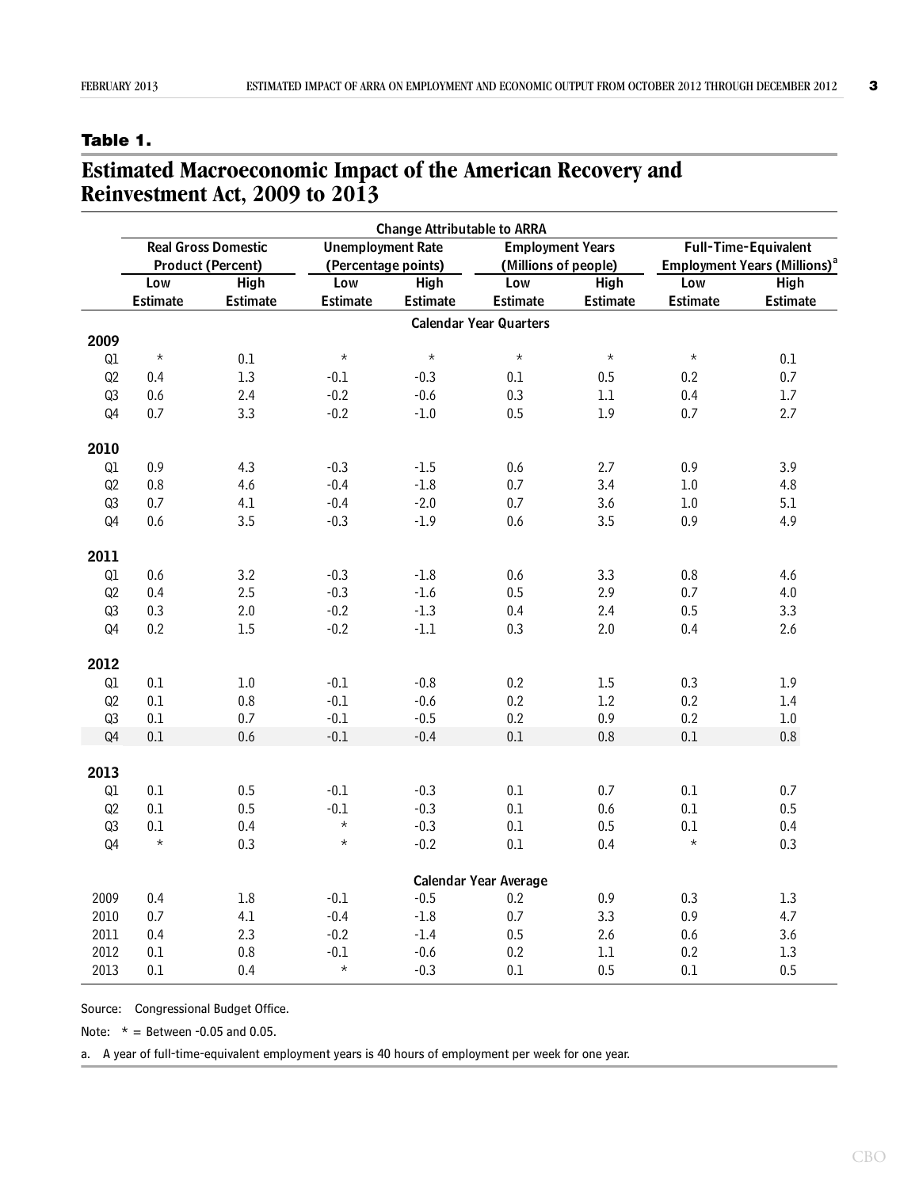**Table 1.**

## Estimated Macroeconomic Impact of the American Recovery and Reinvestment Act, 2009 to 2013

| | Change Attributable to ARRA | | | | | | | |
|---|---|---|---|---|---|---|---|---|
| | Real Gross Domestic Product (Percent) | | Unemployment Rate (Percentage points) | | Employment Years (Millions of people) | | Full-Time-Equivalent Employment Years (Millions)[a] | |
| | Low Estimate | High Estimate | Low Estimate | High Estimate | Low Estimate | High Estimate | Low Estimate | High Estimate |
| | | | | Calendar Year Quarters | | | | |
| **2009** | | | | | | | | |
| Q1 | * | 0.1 | * | * | * | * | * | 0.1 |
| Q2 | 0.4 | 1.3 | -0.1 | -0.3 | 0.1 | 0.5 | 0.2 | 0.7 |
| Q3 | 0.6 | 2.4 | -0.2 | -0.6 | 0.3 | 1.1 | 0.4 | 1.7 |
| Q4 | 0.7 | 3.3 | -0.2 | -1.0 | 0.5 | 1.9 | 0.7 | 2.7 |
| **2010** | | | | | | | | |
| Q1 | 0.9 | 4.3 | -0.3 | -1.5 | 0.6 | 2.7 | 0.9 | 3.9 |
| Q2 | 0.8 | 4.6 | -0.4 | -1.8 | 0.7 | 3.4 | 1.0 | 4.8 |
| Q3 | 0.7 | 4.1 | -0.4 | -2.0 | 0.7 | 3.6 | 1.0 | 5.1 |
| Q4 | 0.6 | 3.5 | -0.3 | -1.9 | 0.6 | 3.5 | 0.9 | 4.9 |
| **2011** | | | | | | | | |
| Q1 | 0.6 | 3.2 | -0.3 | -1.8 | 0.6 | 3.3 | 0.8 | 4.6 |
| Q2 | 0.4 | 2.5 | -0.3 | -1.6 | 0.5 | 2.9 | 0.7 | 4.0 |
| Q3 | 0.3 | 2.0 | -0.2 | -1.3 | 0.4 | 2.4 | 0.5 | 3.3 |
| Q4 | 0.2 | 1.5 | -0.2 | -1.1 | 0.3 | 2.0 | 0.4 | 2.6 |
| **2012** | | | | | | | | |
| Q1 | 0.1 | 1.0 | -0.1 | -0.8 | 0.2 | 1.5 | 0.3 | 1.9 |
| Q2 | 0.1 | 0.8 | -0.1 | -0.6 | 0.2 | 1.2 | 0.2 | 1.4 |
| Q3 | 0.1 | 0.7 | -0.1 | -0.5 | 0.2 | 0.9 | 0.2 | 1.0 |
| Q4 | 0.1 | 0.6 | -0.1 | -0.4 | 0.1 | 0.8 | 0.1 | 0.8 |
| **2013** | | | | | | | | |
| Q1 | 0.1 | 0.5 | -0.1 | -0.3 | 0.1 | 0.7 | 0.1 | 0.7 |
| Q2 | 0.1 | 0.5 | -0.1 | -0.3 | 0.1 | 0.6 | 0.1 | 0.5 |
| Q3 | 0.1 | 0.4 | * | -0.3 | 0.1 | 0.5 | 0.1 | 0.4 |
| Q4 | * | 0.3 | * | -0.2 | 0.1 | 0.4 | * | 0.3 |
| | | | | Calendar Year Average | | | | |
| 2009 | 0.4 | 1.8 | -0.1 | -0.5 | 0.2 | 0.9 | 0.3 | 1.3 |
| 2010 | 0.7 | 4.1 | -0.4 | -1.8 | 0.7 | 3.3 | 0.9 | 4.7 |
| 2011 | 0.4 | 2.3 | -0.2 | -1.4 | 0.5 | 2.6 | 0.6 | 3.6 |
| 2012 | 0.1 | 0.8 | -0.1 | -0.6 | 0.2 | 1.1 | 0.2 | 1.3 |
| 2013 | 0.1 | 0.4 | * | -0.3 | 0.1 | 0.5 | 0.1 | 0.5 |

Source: Congressional Budget Office.

Note: * = Between -0.05 and 0.05.

a. A year of full-time-equivalent employment years is 40 hours of employment per week for one year.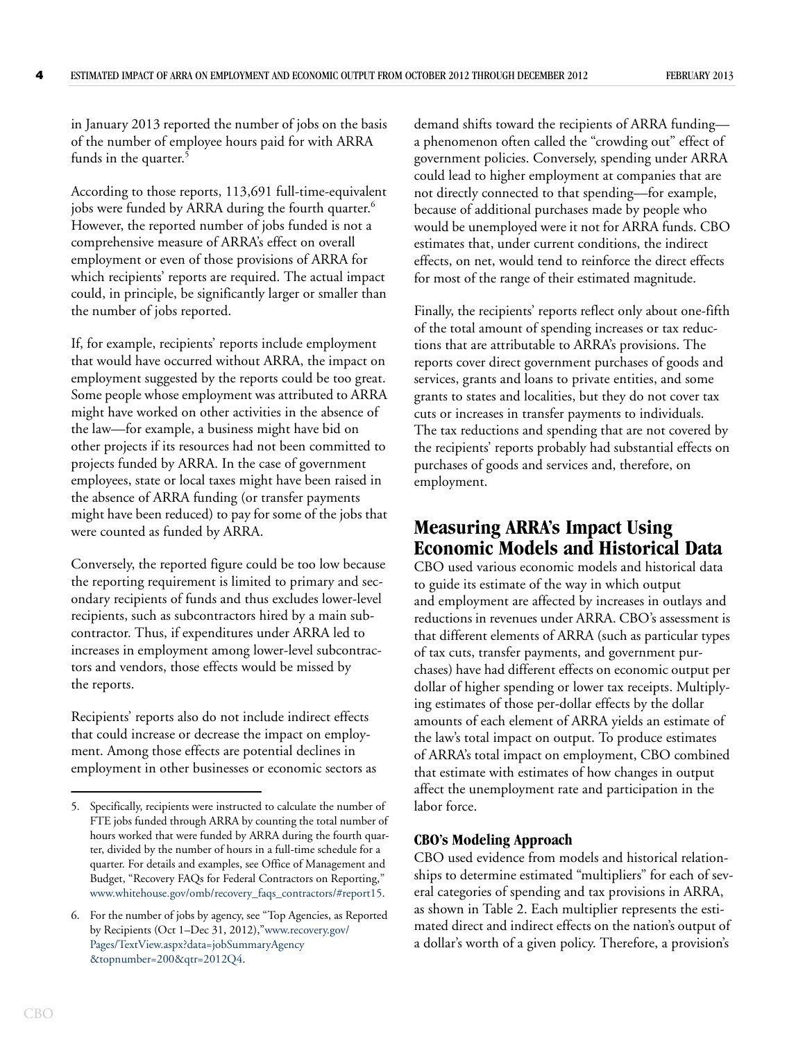in January 2013 reported the number of jobs on the basis of the number of employee hours paid for with ARRA funds in the quarter.[5]

According to those reports, 113,691 full-time-equivalent jobs were funded by ARRA during the fourth quarter.[6] However, the reported number of jobs funded is not a comprehensive measure of ARRA's effect on overall employment or even of those provisions of ARRA for which recipients' reports are required. The actual impact could, in principle, be significantly larger or smaller than the number of jobs reported.

If, for example, recipients' reports include employment that would have occurred without ARRA, the impact on employment suggested by the reports could be too great. Some people whose employment was attributed to ARRA might have worked on other activities in the absence of the law—for example, a business might have bid on other projects if its resources had not been committed to projects funded by ARRA. In the case of government employees, state or local taxes might have been raised in the absence of ARRA funding (or transfer payments might have been reduced) to pay for some of the jobs that were counted as funded by ARRA.

Conversely, the reported figure could be too low because the reporting requirement is limited to primary and secondary recipients of funds and thus excludes lower-level recipients, such as subcontractors hired by a main subcontractor. Thus, if expenditures under ARRA led to increases in employment among lower-level subcontractors and vendors, those effects would be missed by the reports.

Recipients' reports also do not include indirect effects that could increase or decrease the impact on employment. Among those effects are potential declines in employment in other businesses or economic sectors as demand shifts toward the recipients of ARRA funding—a phenomenon often called the "crowding out" effect of government policies. Conversely, spending under ARRA could lead to higher employment at companies that are not directly connected to that spending—for example, because of additional purchases made by people who would be unemployed were it not for ARRA funds. CBO estimates that, under current conditions, the indirect effects, on net, would tend to reinforce the direct effects for most of the range of their estimated magnitude.

Finally, the recipients' reports reflect only about one-fifth of the total amount of spending increases or tax reductions that are attributable to ARRA's provisions. The reports cover direct government purchases of goods and services, grants and loans to private entities, and some grants to states and localities, but they do not cover tax cuts or increases in transfer payments to individuals. The tax reductions and spending that are not covered by the recipients' reports probably had substantial effects on purchases of goods and services and, therefore, on employment.

## Measuring ARRA's Impact Using Economic Models and Historical Data

CBO used various economic models and historical data to guide its estimate of the way in which output and employment are affected by increases in outlays and reductions in revenues under ARRA. CBO's assessment is that different elements of ARRA (such as particular types of tax cuts, transfer payments, and government purchases) have had different effects on economic output per dollar of higher spending or lower tax receipts. Multiplying estimates of those per-dollar effects by the dollar amounts of each element of ARRA yields an estimate of the law's total impact on output. To produce estimates of ARRA's total impact on employment, CBO combined that estimate with estimates of how changes in output affect the unemployment rate and participation in the labor force.

### CBO's Modeling Approach

CBO used evidence from models and historical relationships to determine estimated "multipliers" for each of several categories of spending and tax provisions in ARRA, as shown in Table 2. Each multiplier represents the estimated direct and indirect effects on the nation's output of a dollar's worth of a given policy. Therefore, a provision's

---

5. Specifically, recipients were instructed to calculate the number of FTE jobs funded through ARRA by counting the total number of hours worked that were funded by ARRA during the fourth quarter, divided by the number of hours in a full-time schedule for a quarter. For details and examples, see Office of Management and Budget, "Recovery FAQs for Federal Contractors on Reporting," www.whitehouse.gov/omb/recovery_faqs_contractors/#report15.

6. For the number of jobs by agency, see "Top Agencies, as Reported by Recipients (Oct 1–Dec 31, 2012)," www.recovery.gov/Pages/TextView.aspx?data=jobSummaryAgency&topnumber=200&qtr=2012Q4.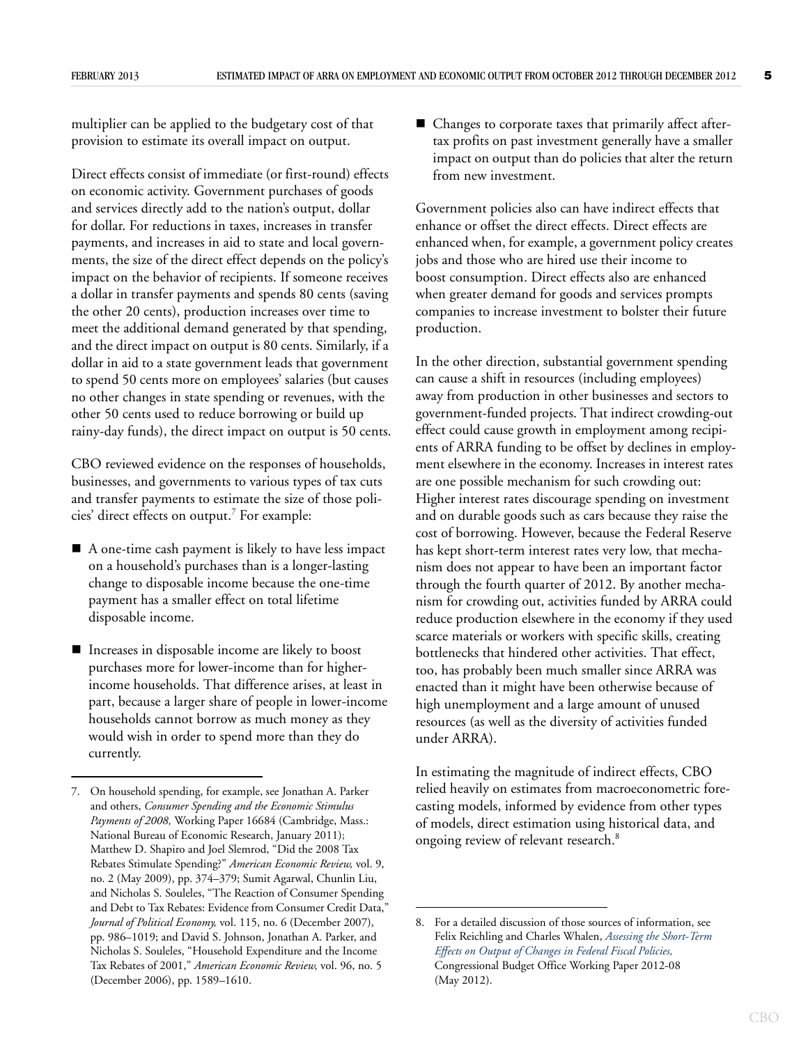multiplier can be applied to the budgetary cost of that provision to estimate its overall impact on output.

Direct effects consist of immediate (or first-round) effects on economic activity. Government purchases of goods and services directly add to the nation's output, dollar for dollar. For reductions in taxes, increases in transfer payments, and increases in aid to state and local governments, the size of the direct effect depends on the policy's impact on the behavior of recipients. If someone receives a dollar in transfer payments and spends 80 cents (saving the other 20 cents), production increases over time to meet the additional demand generated by that spending, and the direct impact on output is 80 cents. Similarly, if a dollar in aid to a state government leads that government to spend 50 cents more on employees' salaries (but causes no other changes in state spending or revenues, with the other 50 cents used to reduce borrowing or build up rainy-day funds), the direct impact on output is 50 cents.

CBO reviewed evidence on the responses of households, businesses, and governments to various types of tax cuts and transfer payments to estimate the size of those policies' direct effects on output.[7] For example:

- A one-time cash payment is likely to have less impact on a household's purchases than is a longer-lasting change to disposable income because the one-time payment has a smaller effect on total lifetime disposable income.
- Increases in disposable income are likely to boost purchases more for lower-income than for higher-income households. That difference arises, at least in part, because a larger share of people in lower-income households cannot borrow as much money as they would wish in order to spend more than they do currently.
- Changes to corporate taxes that primarily affect after-tax profits on past investment generally have a smaller impact on output than do policies that alter the return from new investment.

Government policies also can have indirect effects that enhance or offset the direct effects. Direct effects are enhanced when, for example, a government policy creates jobs and those who are hired use their income to boost consumption. Direct effects also are enhanced when greater demand for goods and services prompts companies to increase investment to bolster their future production.

In the other direction, substantial government spending can cause a shift in resources (including employees) away from production in other businesses and sectors to government-funded projects. That indirect crowding-out effect could cause growth in employment among recipients of ARRA funding to be offset by declines in employment elsewhere in the economy. Increases in interest rates are one possible mechanism for such crowding out: Higher interest rates discourage spending on investment and on durable goods such as cars because they raise the cost of borrowing. However, because the Federal Reserve has kept short-term interest rates very low, that mechanism does not appear to have been an important factor through the fourth quarter of 2012. By another mechanism for crowding out, activities funded by ARRA could reduce production elsewhere in the economy if they used scarce materials or workers with specific skills, creating bottlenecks that hindered other activities. That effect, too, has probably been much smaller since ARRA was enacted than it might have been otherwise because of high unemployment and a large amount of unused resources (as well as the diversity of activities funded under ARRA).

In estimating the magnitude of indirect effects, CBO relied heavily on estimates from macroeconometric forecasting models, informed by evidence from other types of models, direct estimation using historical data, and ongoing review of relevant research.[8]

---

7. On household spending, for example, see Jonathan A. Parker and others, *Consumer Spending and the Economic Stimulus Payments of 2008,* Working Paper 16684 (Cambridge, Mass.: National Bureau of Economic Research, January 2011); Matthew D. Shapiro and Joel Slemrod, "Did the 2008 Tax Rebates Stimulate Spending?" *American Economic Review,* vol. 9, no. 2 (May 2009), pp. 374–379; Sumit Agarwal, Chunlin Liu, and Nicholas S. Souleles, "The Reaction of Consumer Spending and Debt to Tax Rebates: Evidence from Consumer Credit Data," *Journal of Political Economy,* vol. 115, no. 6 (December 2007), pp. 986–1019; and David S. Johnson, Jonathan A. Parker, and Nicholas S. Souleles, "Household Expenditure and the Income Tax Rebates of 2001," *American Economic Review,* vol. 96, no. 5 (December 2006), pp. 1589–1610.

8. For a detailed discussion of those sources of information, see Felix Reichling and Charles Whalen, *Assessing the Short-Term Effects on Output of Changes in Federal Fiscal Policies,* Congressional Budget Office Working Paper 2012-08 (May 2012).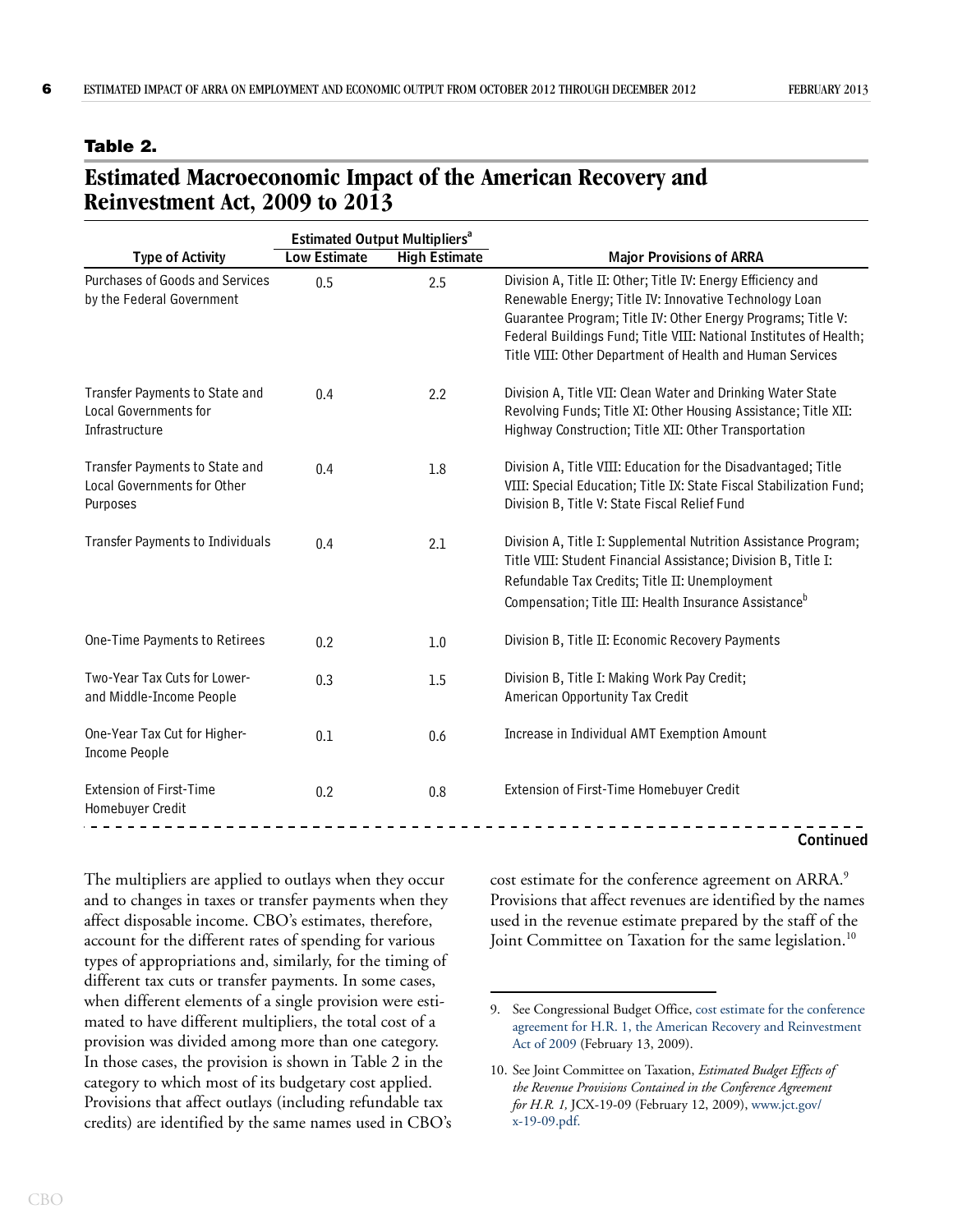**Table 2.**

## Estimated Macroeconomic Impact of the American Recovery and Reinvestment Act, 2009 to 2013

| Type of Activity | Estimated Output Multipliers[a] | | Major Provisions of ARRA |
|---|---|---|---|
| | Low Estimate | High Estimate | |
| Purchases of Goods and Services by the Federal Government | 0.5 | 2.5 | Division A, Title II: Other; Title IV: Energy Efficiency and Renewable Energy; Title IV: Innovative Technology Loan Guarantee Program; Title IV: Other Energy Programs; Title V: Federal Buildings Fund; Title VIII: National Institutes of Health; Title VIII: Other Department of Health and Human Services |
| Transfer Payments to State and Local Governments for Infrastructure | 0.4 | 2.2 | Division A, Title VII: Clean Water and Drinking Water State Revolving Funds; Title XI: Other Housing Assistance; Title XII: Highway Construction; Title XII: Other Transportation |
| Transfer Payments to State and Local Governments for Other Purposes | 0.4 | 1.8 | Division A, Title VIII: Education for the Disadvantaged; Title VIII: Special Education; Title IX: State Fiscal Stabilization Fund; Division B, Title V: State Fiscal Relief Fund |
| Transfer Payments to Individuals | 0.4 | 2.1 | Division A, Title I: Supplemental Nutrition Assistance Program; Title VIII: Student Financial Assistance; Division B, Title I: Refundable Tax Credits; Title II: Unemployment Compensation; Title III: Health Insurance Assistance[b] |
| One-Time Payments to Retirees | 0.2 | 1.0 | Division B, Title II: Economic Recovery Payments |
| Two-Year Tax Cuts for Lower- and Middle-Income People | 0.3 | 1.5 | Division B, Title I: Making Work Pay Credit; American Opportunity Tax Credit |
| One-Year Tax Cut for Higher-Income People | 0.1 | 0.6 | Increase in Individual AMT Exemption Amount |
| Extension of First-Time Homebuyer Credit | 0.2 | 0.8 | Extension of First-Time Homebuyer Credit |

**Continued**

The multipliers are applied to outlays when they occur and to changes in taxes or transfer payments when they affect disposable income. CBO's estimates, therefore, account for the different rates of spending for various types of appropriations and, similarly, for the timing of different tax cuts or transfer payments. In some cases, when different elements of a single provision were estimated to have different multipliers, the total cost of a provision was divided among more than one category. In those cases, the provision is shown in Table 2 in the category to which most of its budgetary cost applied. Provisions that affect outlays (including refundable tax credits) are identified by the same names used in CBO's cost estimate for the conference agreement on ARRA.[9] Provisions that affect revenues are identified by the names used in the revenue estimate prepared by the staff of the Joint Committee on Taxation for the same legislation.[10]

---

9. See Congressional Budget Office, cost estimate for the conference agreement for H.R. 1, the American Recovery and Reinvestment Act of 2009 (February 13, 2009).

10. See Joint Committee on Taxation, *Estimated Budget Effects of the Revenue Provisions Contained in the Conference Agreement for H.R. 1,* JCX-19-09 (February 12, 2009), www.jct.gov/x-19-09.pdf.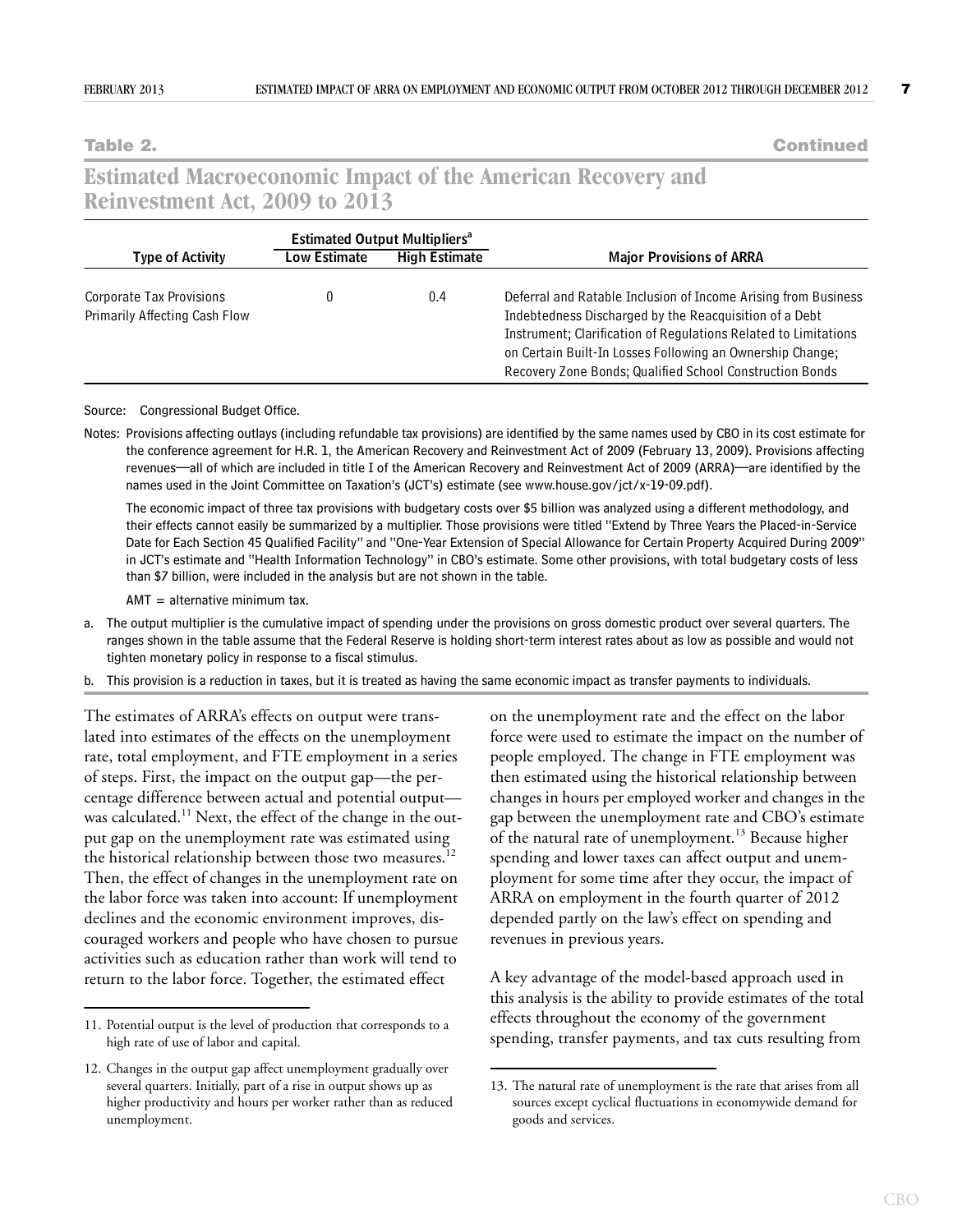**Table 2. Continued**

## Estimated Macroeconomic Impact of the American Recovery and Reinvestment Act, 2009 to 2013

| Type of Activity | Estimated Output Multipliers[a] | | Major Provisions of ARRA |
|---|---|---|---|
| | Low Estimate | High Estimate | |
| Corporate Tax Provisions Primarily Affecting Cash Flow | 0 | 0.4 | Deferral and Ratable Inclusion of Income Arising from Business Indebtedness Discharged by the Reacquisition of a Debt Instrument; Clarification of Regulations Related to Limitations on Certain Built-In Losses Following an Ownership Change; Recovery Zone Bonds; Qualified School Construction Bonds |

Source: Congressional Budget Office.

Notes: Provisions affecting outlays (including refundable tax provisions) are identified by the same names used by CBO in its cost estimate for the conference agreement for H.R. 1, the American Recovery and Reinvestment Act of 2009 (February 13, 2009). Provisions affecting revenues—all of which are included in title I of the American Recovery and Reinvestment Act of 2009 (ARRA)—are identified by the names used in the Joint Committee on Taxation's (JCT's) estimate (see www.house.gov/jct/x-19-09.pdf).

The economic impact of three tax provisions with budgetary costs over $5 billion was analyzed using a different methodology, and their effects cannot easily be summarized by a multiplier. Those provisions were titled "Extend by Three Years the Placed-in-Service Date for Each Section 45 Qualified Facility" and "One-Year Extension of Special Allowance for Certain Property Acquired During 2009" in JCT's estimate and "Health Information Technology" in CBO's estimate. Some other provisions, with total budgetary costs of less than $7 billion, were included in the analysis but are not shown in the table.

AMT = alternative minimum tax.

a. The output multiplier is the cumulative impact of spending under the provisions on gross domestic product over several quarters. The ranges shown in the table assume that the Federal Reserve is holding short-term interest rates about as low as possible and would not tighten monetary policy in response to a fiscal stimulus.

b. This provision is a reduction in taxes, but it is treated as having the same economic impact as transfer payments to individuals.

The estimates of ARRA's effects on output were translated into estimates of the effects on the unemployment rate, total employment, and FTE employment in a series of steps. First, the impact on the output gap—the percentage difference between actual and potential output—was calculated.[11] Next, the effect of the change in the output gap on the unemployment rate was estimated using the historical relationship between those two measures.[12] Then, the effect of changes in the unemployment rate on the labor force was taken into account: If unemployment declines and the economic environment improves, discouraged workers and people who have chosen to pursue activities such as education rather than work will tend to return to the labor force. Together, the estimated effect on the unemployment rate and the effect on the labor force were used to estimate the impact on the number of people employed. The change in FTE employment was then estimated using the historical relationship between changes in hours per employed worker and changes in the gap between the unemployment rate and CBO's estimate of the natural rate of unemployment.[13] Because higher spending and lower taxes can affect output and unemployment for some time after they occur, the impact of ARRA on employment in the fourth quarter of 2012 depended partly on the law's effect on spending and revenues in previous years.

A key advantage of the model-based approach used in this analysis is the ability to provide estimates of the total effects throughout the economy of the government spending, transfer payments, and tax cuts resulting from

11. Potential output is the level of production that corresponds to a high rate of use of labor and capital.

12. Changes in the output gap affect unemployment gradually over several quarters. Initially, part of a rise in output shows up as higher productivity and hours per worker rather than as reduced unemployment.

13. The natural rate of unemployment is the rate that arises from all sources except cyclical fluctuations in economywide demand for goods and services.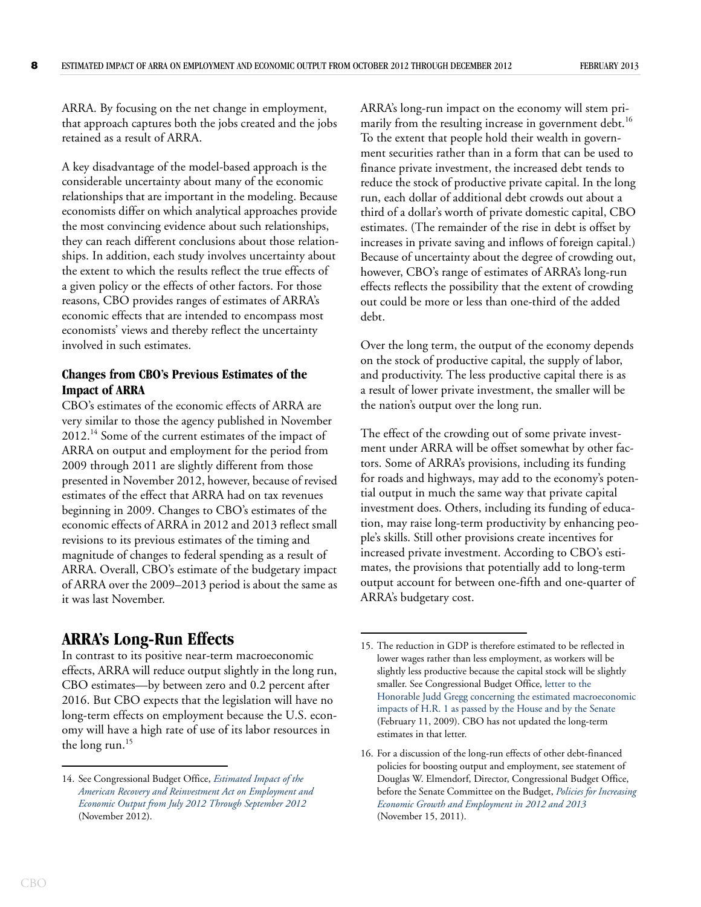ARRA. By focusing on the net change in employment, that approach captures both the jobs created and the jobs retained as a result of ARRA.

A key disadvantage of the model-based approach is the considerable uncertainty about many of the economic relationships that are important in the modeling. Because economists differ on which analytical approaches provide the most convincing evidence about such relationships, they can reach different conclusions about those relationships. In addition, each study involves uncertainty about the extent to which the results reflect the true effects of a given policy or the effects of other factors. For those reasons, CBO provides ranges of estimates of ARRA's economic effects that are intended to encompass most economists' views and thereby reflect the uncertainty involved in such estimates.

### Changes from CBO's Previous Estimates of the Impact of ARRA

CBO's estimates of the economic effects of ARRA are very similar to those the agency published in November 2012.[14] Some of the current estimates of the impact of ARRA on output and employment for the period from 2009 through 2011 are slightly different from those presented in November 2012, however, because of revised estimates of the effect that ARRA had on tax revenues beginning in 2009. Changes to CBO's estimates of the economic effects of ARRA in 2012 and 2013 reflect small revisions to its previous estimates of the timing and magnitude of changes to federal spending as a result of ARRA. Overall, CBO's estimate of the budgetary impact of ARRA over the 2009–2013 period is about the same as it was last November.

## ARRA's Long-Run Effects

In contrast to its positive near-term macroeconomic effects, ARRA will reduce output slightly in the long run, CBO estimates—by between zero and 0.2 percent after 2016. But CBO expects that the legislation will have no long-term effects on employment because the U.S. economy will have a high rate of use of its labor resources in the long run.[15]

ARRA's long-run impact on the economy will stem primarily from the resulting increase in government debt.[16] To the extent that people hold their wealth in government securities rather than in a form that can be used to finance private investment, the increased debt tends to reduce the stock of productive private capital. In the long run, each dollar of additional debt crowds out about a third of a dollar's worth of private domestic capital, CBO estimates. (The remainder of the rise in debt is offset by increases in private saving and inflows of foreign capital.) Because of uncertainty about the degree of crowding out, however, CBO's range of estimates of ARRA's long-run effects reflects the possibility that the extent of crowding out could be more or less than one-third of the added debt.

Over the long term, the output of the economy depends on the stock of productive capital, the supply of labor, and productivity. The less productive capital there is as a result of lower private investment, the smaller will be the nation's output over the long run.

The effect of the crowding out of some private investment under ARRA will be offset somewhat by other factors. Some of ARRA's provisions, including its funding for roads and highways, may add to the economy's potential output in much the same way that private capital investment does. Others, including its funding of education, may raise long-term productivity by enhancing people's skills. Still other provisions create incentives for increased private investment. According to CBO's estimates, the provisions that potentially add to long-term output account for between one-fifth and one-quarter of ARRA's budgetary cost.

---

14. See Congressional Budget Office, *Estimated Impact of the American Recovery and Reinvestment Act on Employment and Economic Output from July 2012 Through September 2012* (November 2012).

15. The reduction in GDP is therefore estimated to be reflected in lower wages rather than less employment, as workers will be slightly less productive because the capital stock will be slightly smaller. See Congressional Budget Office, letter to the Honorable Judd Gregg concerning the estimated macroeconomic impacts of H.R. 1 as passed by the House and by the Senate (February 11, 2009). CBO has not updated the long-term estimates in that letter.

16. For a discussion of the long-run effects of other debt-financed policies for boosting output and employment, see statement of Douglas W. Elmendorf, Director, Congressional Budget Office, before the Senate Committee on the Budget, *Policies for Increasing Economic Growth and Employment in 2012 and 2013* (November 15, 2011).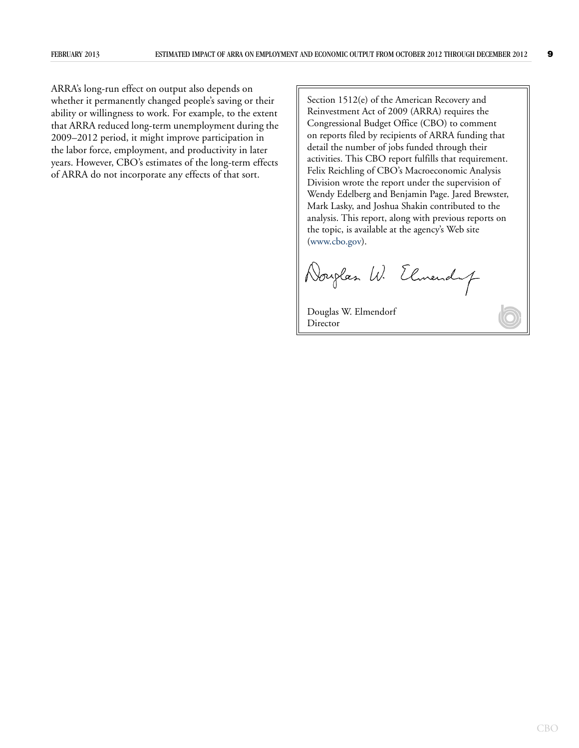ARRA's long-run effect on output also depends on whether it permanently changed people's saving or their ability or willingness to work. For example, to the extent that ARRA reduced long-term unemployment during the 2009–2012 period, it might improve participation in the labor force, employment, and productivity in later years. However, CBO's estimates of the long-term effects of ARRA do not incorporate any effects of that sort.

Section 1512(e) of the American Recovery and Reinvestment Act of 2009 (ARRA) requires the Congressional Budget Office (CBO) to comment on reports filed by recipients of ARRA funding that detail the number of jobs funded through their activities. This CBO report fulfills that requirement. Felix Reichling of CBO's Macroeconomic Analysis Division wrote the report under the supervision of Wendy Edelberg and Benjamin Page. Jared Brewster, Mark Lasky, and Joshua Shakin contributed to the analysis. This report, along with previous reports on the topic, is available at the agency's Web site (www.cbo.gov).

Douglas W. Elmendorf
Director